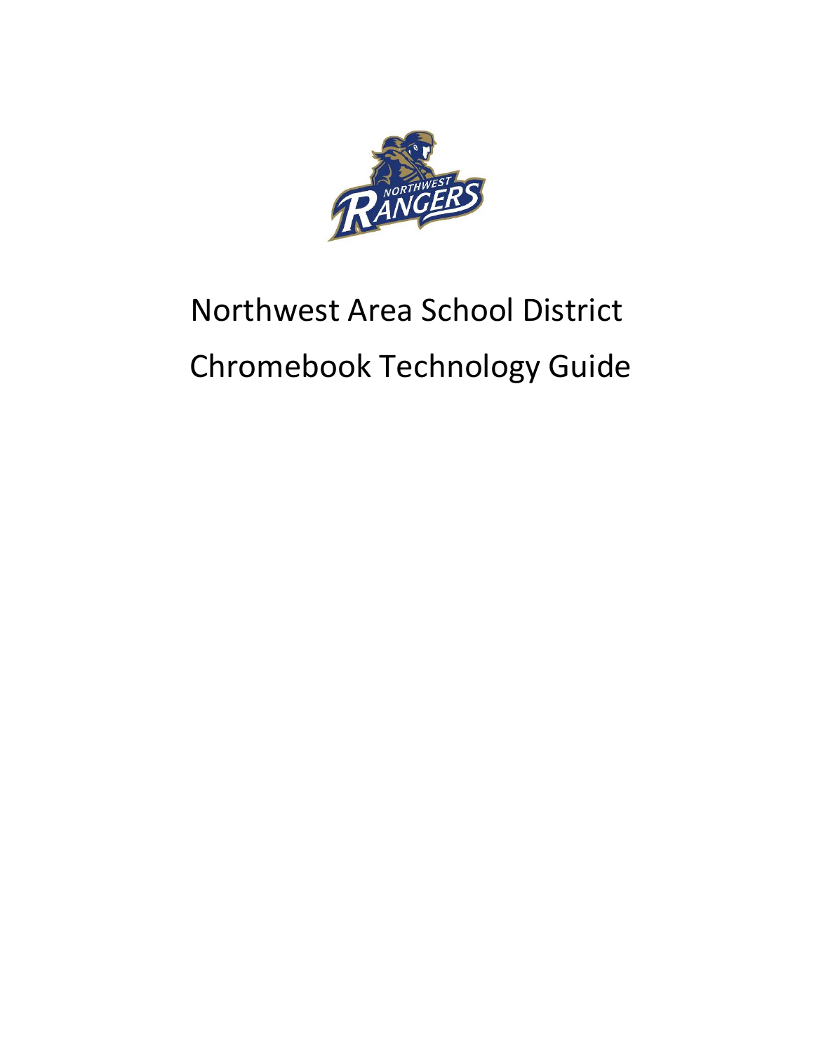# Northwest Area School District

# Chromebook Technology Guide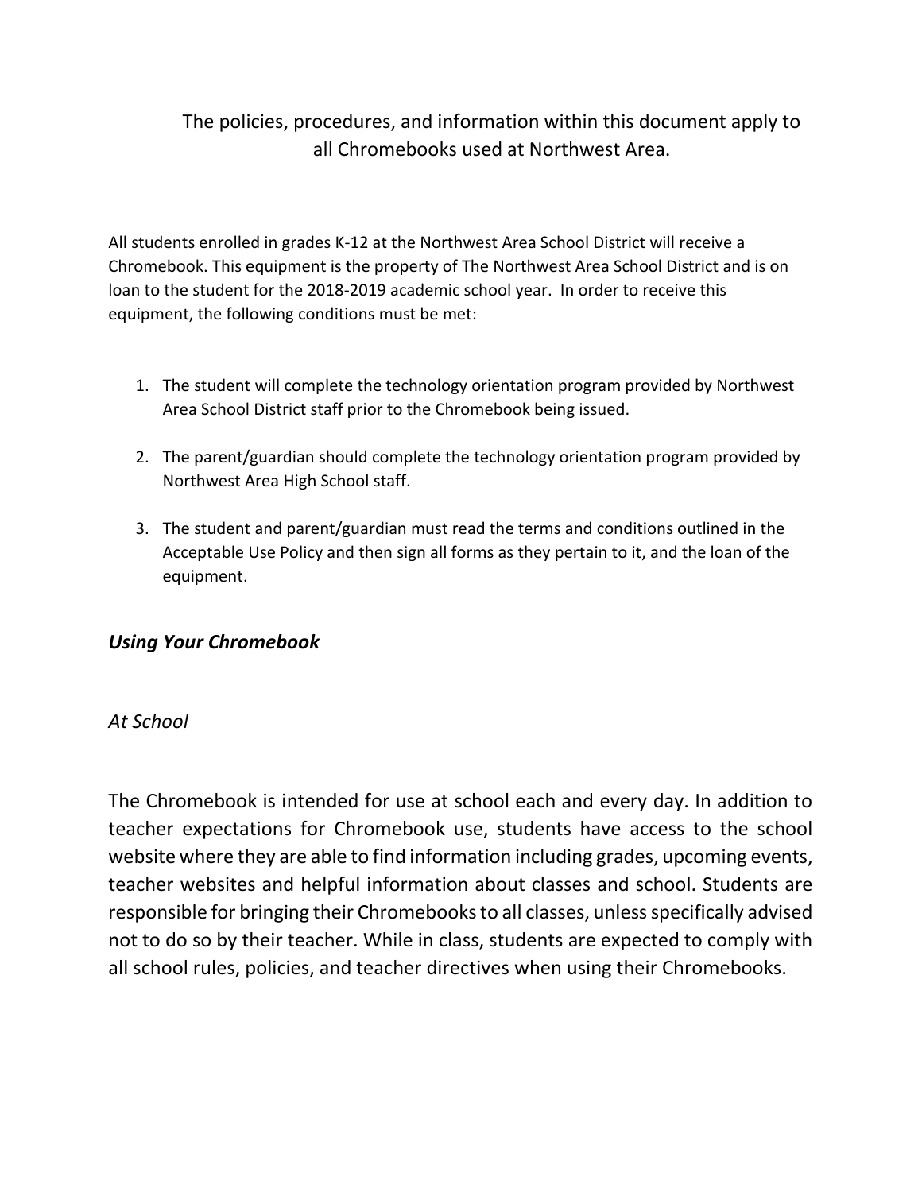The policies, procedures, and information within this document apply to all Chromebooks used at Northwest Area.

All students enrolled in grades K-12 at the Northwest Area School District will receive a Chromebook. This equipment is the property of The Northwest Area School District and is on loan to the student for the 2018-2019 academic school year. In order to receive this equipment, the following conditions must be met:

1. The student will complete the technology orientation program provided by Northwest Area School District staff prior to the Chromebook being issued.

2. The parent/guardian should complete the technology orientation program provided by Northwest Area High School staff.

3. The student and parent/guardian must read the terms and conditions outlined in the Acceptable Use Policy and then sign all forms as they pertain to it, and the loan of the equipment.

## *Using Your Chromebook*

### *At School*

The Chromebook is intended for use at school each and every day. In addition to teacher expectations for Chromebook use, students have access to the school website where they are able to find information including grades, upcoming events, teacher websites and helpful information about classes and school. Students are responsible for bringing their Chromebooks to all classes, unless specifically advised not to do so by their teacher. While in class, students are expected to comply with all school rules, policies, and teacher directives when using their Chromebooks.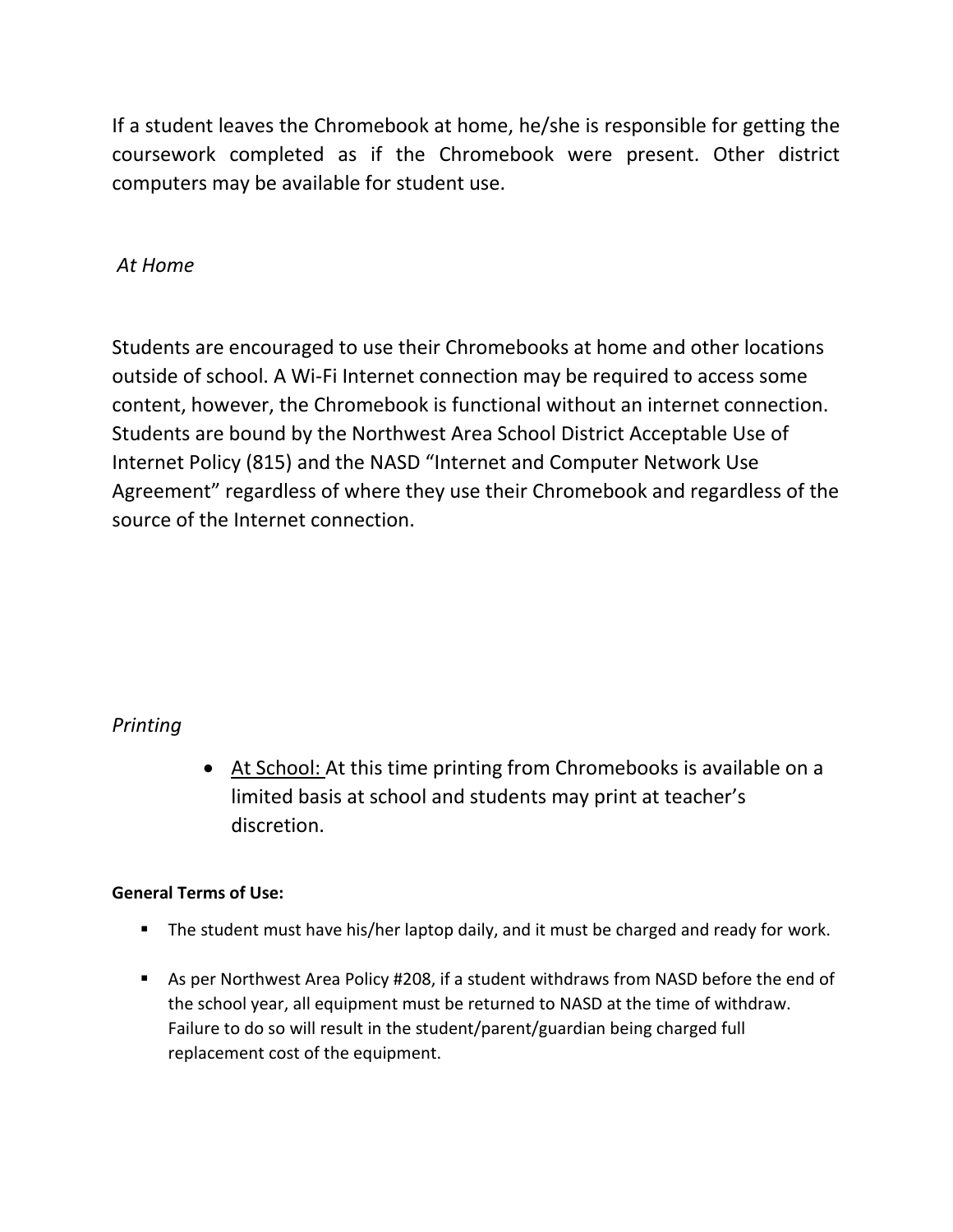If a student leaves the Chromebook at home, he/she is responsible for getting the coursework completed as if the Chromebook were present. Other district computers may be available for student use.

*At Home*

Students are encouraged to use their Chromebooks at home and other locations outside of school. A Wi-Fi Internet connection may be required to access some content, however, the Chromebook is functional without an internet connection. Students are bound by the Northwest Area School District Acceptable Use of Internet Policy (815) and the NASD “Internet and Computer Network Use Agreement” regardless of where they use their Chromebook and regardless of the source of the Internet connection.

*Printing*

- <u>At School:</u> At this time printing from Chromebooks is available on a limited basis at school and students may print at teacher’s discretion.

**General Terms of Use:**

- The student must have his/her laptop daily, and it must be charged and ready for work.
- As per Northwest Area Policy #208, if a student withdraws from NASD before the end of the school year, all equipment must be returned to NASD at the time of withdraw. Failure to do so will result in the student/parent/guardian being charged full replacement cost of the equipment.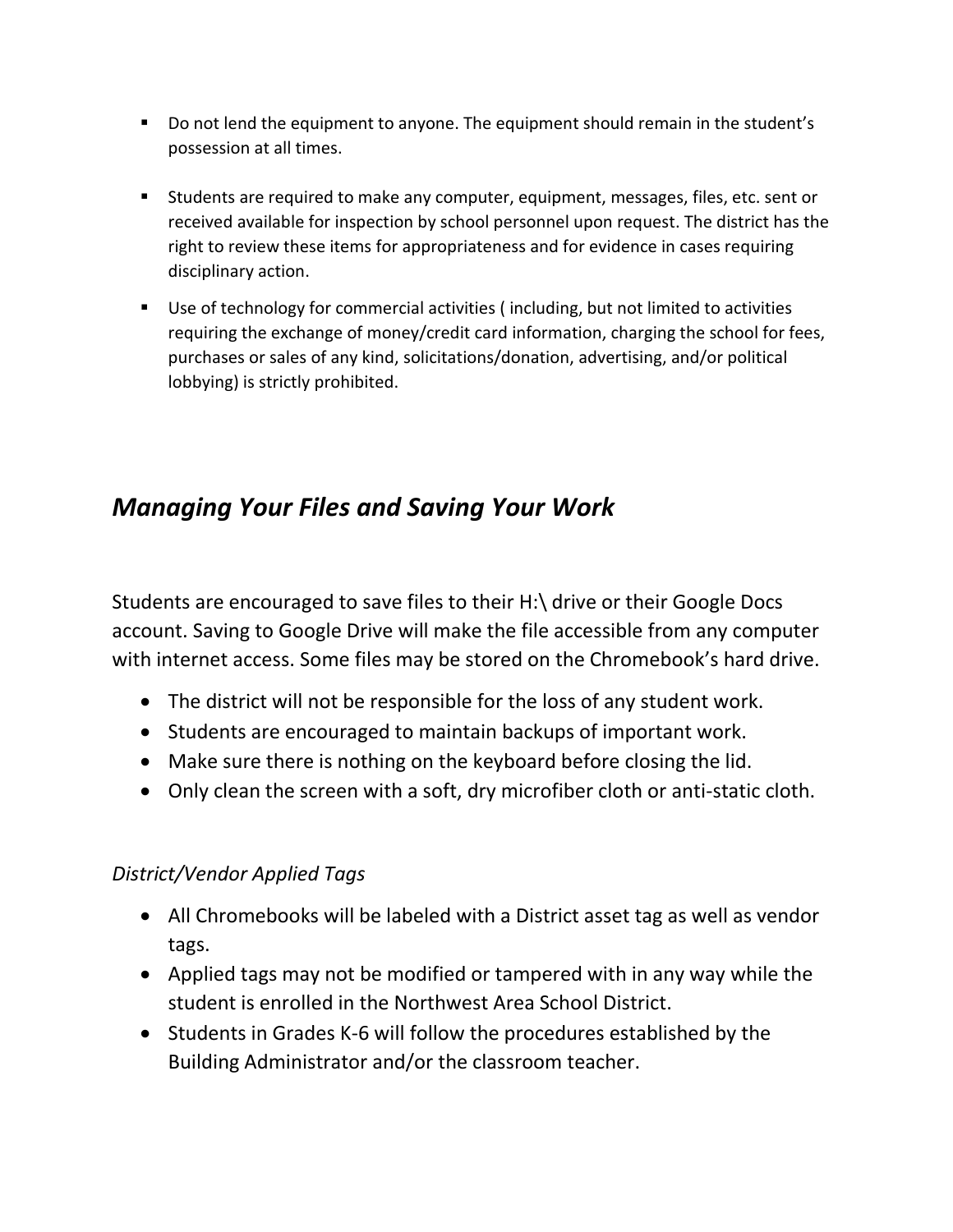- Do not lend the equipment to anyone. The equipment should remain in the student's possession at all times.

- Students are required to make any computer, equipment, messages, files, etc. sent or received available for inspection by school personnel upon request. The district has the right to review these items for appropriateness and for evidence in cases requiring disciplinary action.

- Use of technology for commercial activities ( including, but not limited to activities requiring the exchange of money/credit card information, charging the school for fees, purchases or sales of any kind, solicitations/donation, advertising, and/or political lobbying) is strictly prohibited.

## *Managing Your Files and Saving Your Work*

Students are encouraged to save files to their H:\ drive or their Google Docs account. Saving to Google Drive will make the file accessible from any computer with internet access. Some files may be stored on the Chromebook's hard drive.

- The district will not be responsible for the loss of any student work.
- Students are encouraged to maintain backups of important work.
- Make sure there is nothing on the keyboard before closing the lid.
- Only clean the screen with a soft, dry microfiber cloth or anti-static cloth.

### *District/Vendor Applied Tags*

- All Chromebooks will be labeled with a District asset tag as well as vendor tags.
- Applied tags may not be modified or tampered with in any way while the student is enrolled in the Northwest Area School District.
- Students in Grades K-6 will follow the procedures established by the Building Administrator and/or the classroom teacher.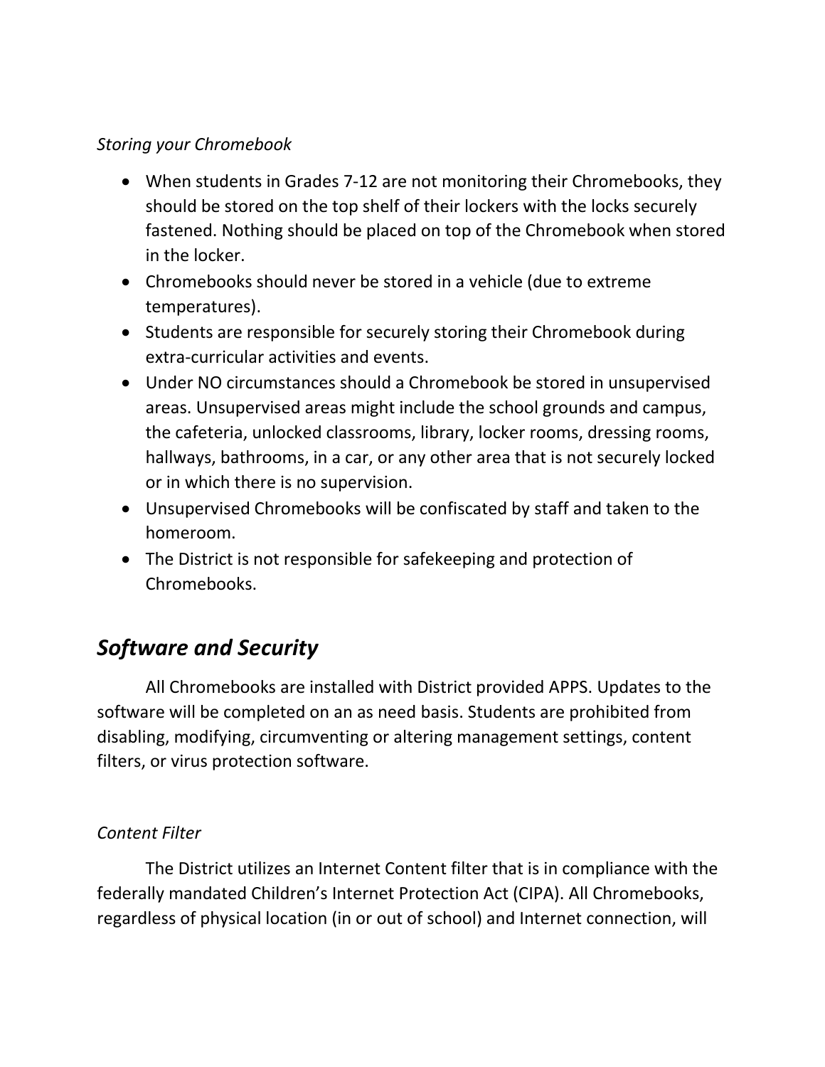*Storing your Chromebook*

- When students in Grades 7-12 are not monitoring their Chromebooks, they should be stored on the top shelf of their lockers with the locks securely fastened. Nothing should be placed on top of the Chromebook when stored in the locker.
- Chromebooks should never be stored in a vehicle (due to extreme temperatures).
- Students are responsible for securely storing their Chromebook during extra-curricular activities and events.
- Under NO circumstances should a Chromebook be stored in unsupervised areas. Unsupervised areas might include the school grounds and campus, the cafeteria, unlocked classrooms, library, locker rooms, dressing rooms, hallways, bathrooms, in a car, or any other area that is not securely locked or in which there is no supervision.
- Unsupervised Chromebooks will be confiscated by staff and taken to the homeroom.
- The District is not responsible for safekeeping and protection of Chromebooks.

## *Software and Security*

All Chromebooks are installed with District provided APPS. Updates to the software will be completed on an as need basis. Students are prohibited from disabling, modifying, circumventing or altering management settings, content filters, or virus protection software.

*Content Filter*

The District utilizes an Internet Content filter that is in compliance with the federally mandated Children's Internet Protection Act (CIPA). All Chromebooks, regardless of physical location (in or out of school) and Internet connection, will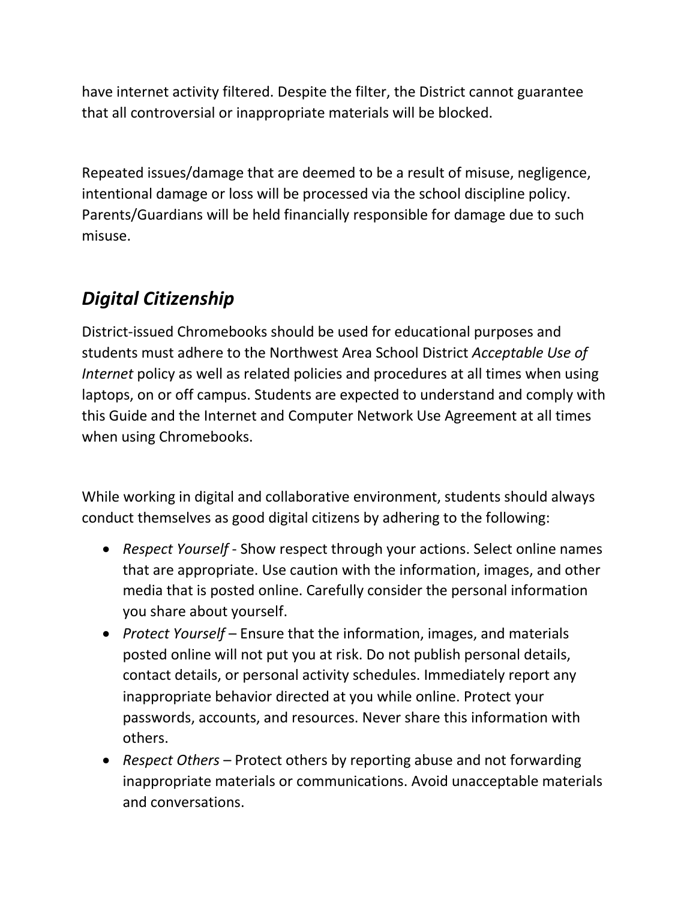have internet activity filtered. Despite the filter, the District cannot guarantee that all controversial or inappropriate materials will be blocked.

Repeated issues/damage that are deemed to be a result of misuse, negligence, intentional damage or loss will be processed via the school discipline policy. Parents/Guardians will be held financially responsible for damage due to such misuse.

## *Digital Citizenship*

District-issued Chromebooks should be used for educational purposes and students must adhere to the Northwest Area School District *Acceptable Use of Internet* policy as well as related policies and procedures at all times when using laptops, on or off campus. Students are expected to understand and comply with this Guide and the Internet and Computer Network Use Agreement at all times when using Chromebooks.

While working in digital and collaborative environment, students should always conduct themselves as good digital citizens by adhering to the following:

- *Respect Yourself* - Show respect through your actions. Select online names that are appropriate. Use caution with the information, images, and other media that is posted online. Carefully consider the personal information you share about yourself.
- *Protect Yourself* – Ensure that the information, images, and materials posted online will not put you at risk. Do not publish personal details, contact details, or personal activity schedules. Immediately report any inappropriate behavior directed at you while online. Protect your passwords, accounts, and resources. Never share this information with others.
- *Respect Others* – Protect others by reporting abuse and not forwarding inappropriate materials or communications. Avoid unacceptable materials and conversations.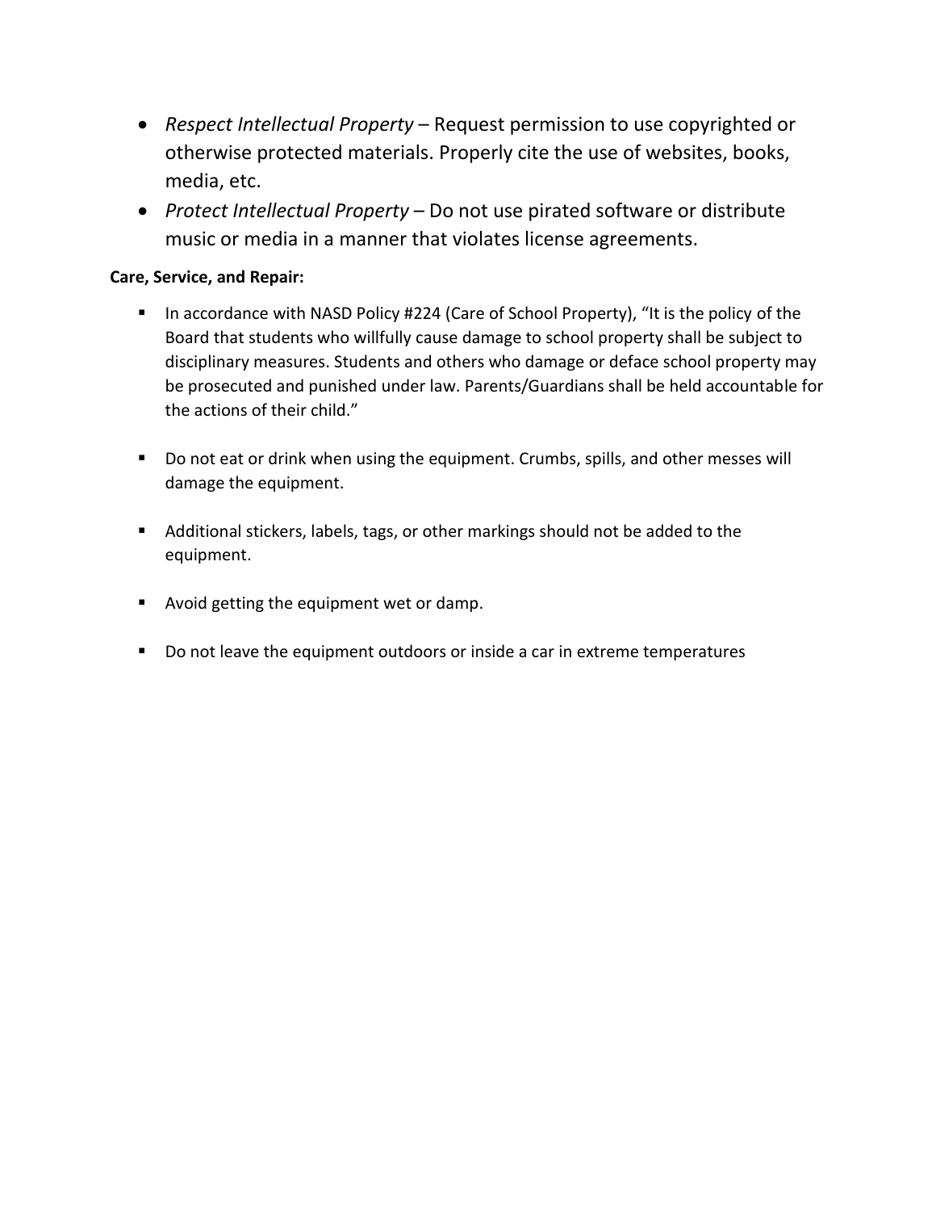- *Respect Intellectual Property* – Request permission to use copyrighted or otherwise protected materials. Properly cite the use of websites, books, media, etc.
- *Protect Intellectual Property* – Do not use pirated software or distribute music or media in a manner that violates license agreements.

**Care, Service, and Repair:**

- In accordance with NASD Policy #224 (Care of School Property), "It is the policy of the Board that students who willfully cause damage to school property shall be subject to disciplinary measures. Students and others who damage or deface school property may be prosecuted and punished under law. Parents/Guardians shall be held accountable for the actions of their child."

- Do not eat or drink when using the equipment. Crumbs, spills, and other messes will damage the equipment.

- Additional stickers, labels, tags, or other markings should not be added to the equipment.

- Avoid getting the equipment wet or damp.

- Do not leave the equipment outdoors or inside a car in extreme temperatures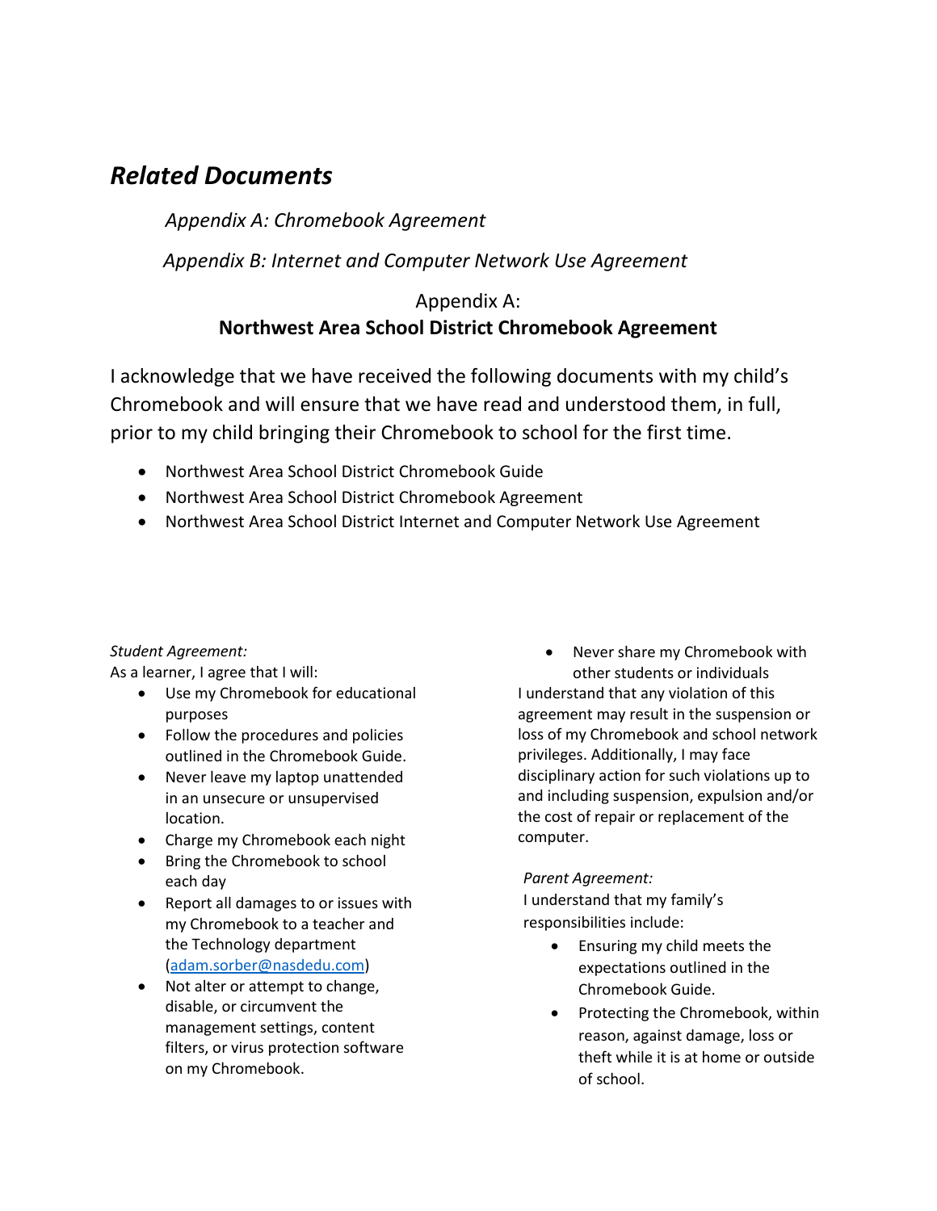## *Related Documents*

*Appendix A: Chromebook Agreement*

*Appendix B: Internet and Computer Network Use Agreement*

Appendix A:
**Northwest Area School District Chromebook Agreement**

I acknowledge that we have received the following documents with my child's Chromebook and will ensure that we have read and understood them, in full, prior to my child bringing their Chromebook to school for the first time.

- Northwest Area School District Chromebook Guide
- Northwest Area School District Chromebook Agreement
- Northwest Area School District Internet and Computer Network Use Agreement

*Student Agreement:*
As a learner, I agree that I will:

- Use my Chromebook for educational purposes
- Follow the procedures and policies outlined in the Chromebook Guide.
- Never leave my laptop unattended in an unsecure or unsupervised location.
- Charge my Chromebook each night
- Bring the Chromebook to school each day
- Report all damages to or issues with my Chromebook to a teacher and the Technology department (adam.sorber@nasdedu.com)
- Not alter or attempt to change, disable, or circumvent the management settings, content filters, or virus protection software on my Chromebook.
- Never share my Chromebook with other students or individuals

I understand that any violation of this agreement may result in the suspension or loss of my Chromebook and school network privileges. Additionally, I may face disciplinary action for such violations up to and including suspension, expulsion and/or the cost of repair or replacement of the computer.

*Parent Agreement:*
I understand that my family's responsibilities include:

- Ensuring my child meets the expectations outlined in the Chromebook Guide.
- Protecting the Chromebook, within reason, against damage, loss or theft while it is at home or outside of school.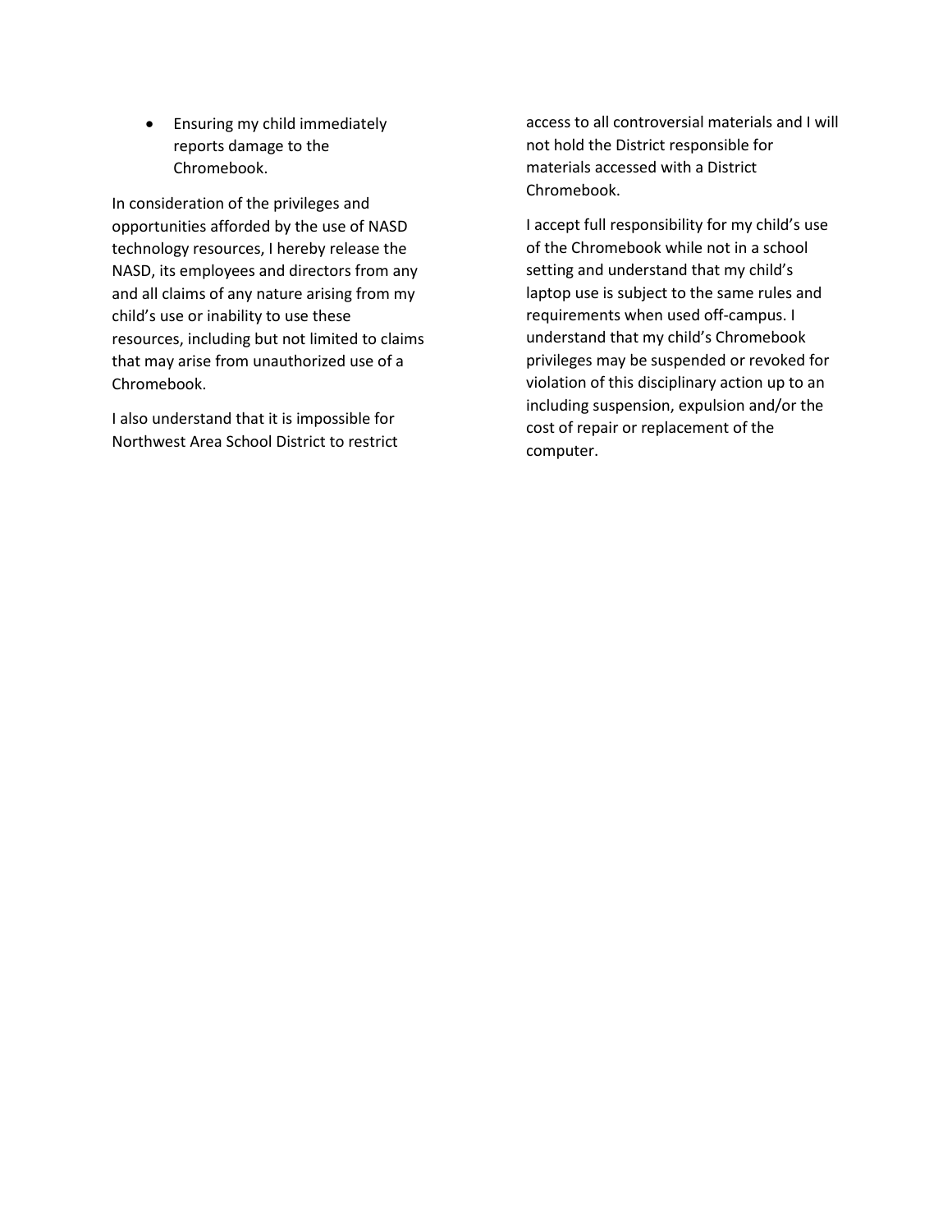- Ensuring my child immediately reports damage to the Chromebook.

In consideration of the privileges and opportunities afforded by the use of NASD technology resources, I hereby release the NASD, its employees and directors from any and all claims of any nature arising from my child's use or inability to use these resources, including but not limited to claims that may arise from unauthorized use of a Chromebook.

I also understand that it is impossible for Northwest Area School District to restrict access to all controversial materials and I will not hold the District responsible for materials accessed with a District Chromebook.

I accept full responsibility for my child's use of the Chromebook while not in a school setting and understand that my child's laptop use is subject to the same rules and requirements when used off-campus. I understand that my child's Chromebook privileges may be suspended or revoked for violation of this disciplinary action up to an including suspension, expulsion and/or the cost of repair or replacement of the computer.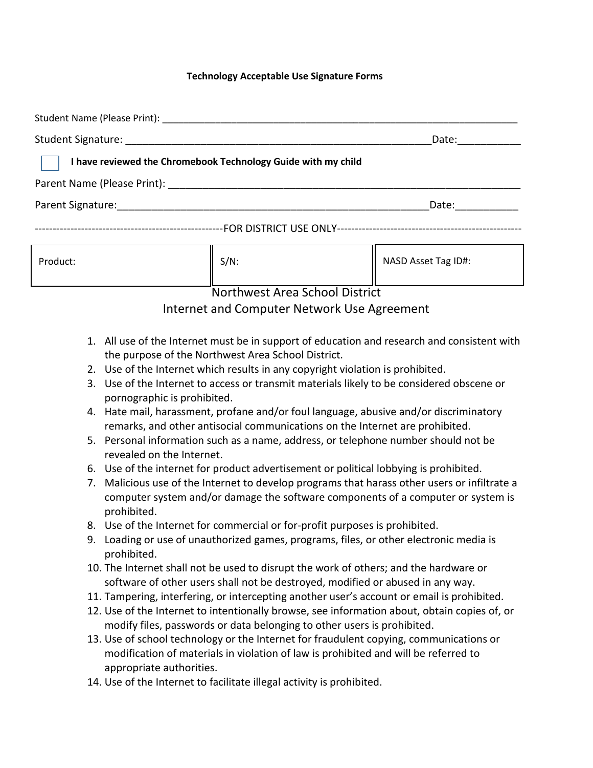**Technology Acceptable Use Signature Forms**

Student Name (Please Print): ____________________________________________________________________

Student Signature: ______________________________________________________Date:___________

☐ **I have reviewed the Chromebook Technology Guide with my child**

Parent Name (Please Print): ______________________________________________________________

Parent Signature:________________________________________________________Date:___________

----------------------------------------------------FOR DISTRICT USE ONLY----------------------------------------------------

| Product: | S/N: | NASD Asset Tag ID#: |
|---|---|---|

## Northwest Area School District
## Internet and Computer Network Use Agreement

1. All use of the Internet must be in support of education and research and consistent with the purpose of the Northwest Area School District.
2. Use of the Internet which results in any copyright violation is prohibited.
3. Use of the Internet to access or transmit materials likely to be considered obscene or pornographic is prohibited.
4. Hate mail, harassment, profane and/or foul language, abusive and/or discriminatory remarks, and other antisocial communications on the Internet are prohibited.
5. Personal information such as a name, address, or telephone number should not be revealed on the Internet.
6. Use of the internet for product advertisement or political lobbying is prohibited.
7. Malicious use of the Internet to develop programs that harass other users or infiltrate a computer system and/or damage the software components of a computer or system is prohibited.
8. Use of the Internet for commercial or for-profit purposes is prohibited.
9. Loading or use of unauthorized games, programs, files, or other electronic media is prohibited.
10. The Internet shall not be used to disrupt the work of others; and the hardware or software of other users shall not be destroyed, modified or abused in any way.
11. Tampering, interfering, or intercepting another user's account or email is prohibited.
12. Use of the Internet to intentionally browse, see information about, obtain copies of, or modify files, passwords or data belonging to other users is prohibited.
13. Use of school technology or the Internet for fraudulent copying, communications or modification of materials in violation of law is prohibited and will be referred to appropriate authorities.
14. Use of the Internet to facilitate illegal activity is prohibited.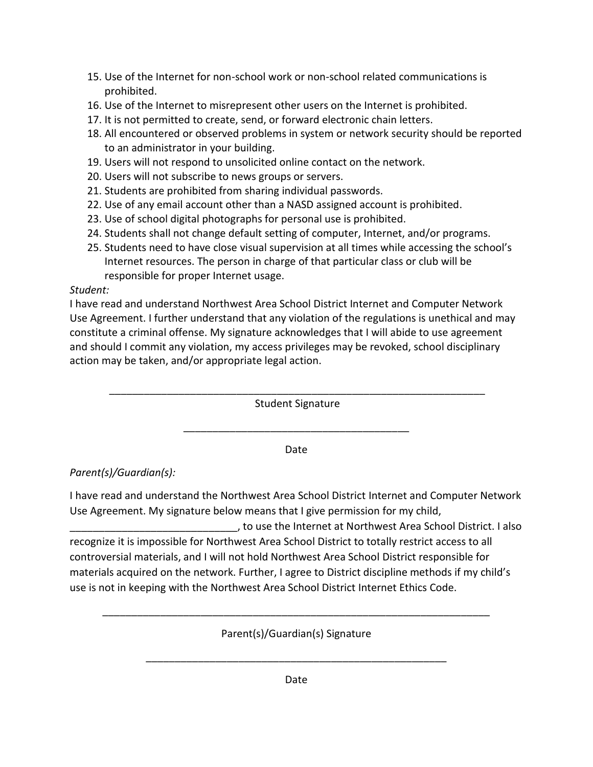15. Use of the Internet for non-school work or non-school related communications is prohibited.
16. Use of the Internet to misrepresent other users on the Internet is prohibited.
17. It is not permitted to create, send, or forward electronic chain letters.
18. All encountered or observed problems in system or network security should be reported to an administrator in your building.
19. Users will not respond to unsolicited online contact on the network.
20. Users will not subscribe to news groups or servers.
21. Students are prohibited from sharing individual passwords.
22. Use of any email account other than a NASD assigned account is prohibited.
23. Use of school digital photographs for personal use is prohibited.
24. Students shall not change default setting of computer, Internet, and/or programs.
25. Students need to have close visual supervision at all times while accessing the school's Internet resources. The person in charge of that particular class or club will be responsible for proper Internet usage.

*Student:*

I have read and understand Northwest Area School District Internet and Computer Network Use Agreement. I further understand that any violation of the regulations is unethical and may constitute a criminal offense. My signature acknowledges that I will abide to use agreement and should I commit any violation, my access privileges may be revoked, school disciplinary action may be taken, and/or appropriate legal action.

_________________________________________________________________

Student Signature

_______________________________________

Date

*Parent(s)/Guardian(s):*

I have read and understand the Northwest Area School District Internet and Computer Network Use Agreement. My signature below means that I give permission for my child, _____________________________, to use the Internet at Northwest Area School District. I also recognize it is impossible for Northwest Area School District to totally restrict access to all controversial materials, and I will not hold Northwest Area School District responsible for materials acquired on the network. Further, I agree to District discipline methods if my child's use is not in keeping with the Northwest Area School District Internet Ethics Code.

___________________________________________________________________

Parent(s)/Guardian(s) Signature

____________________________________________________

Date